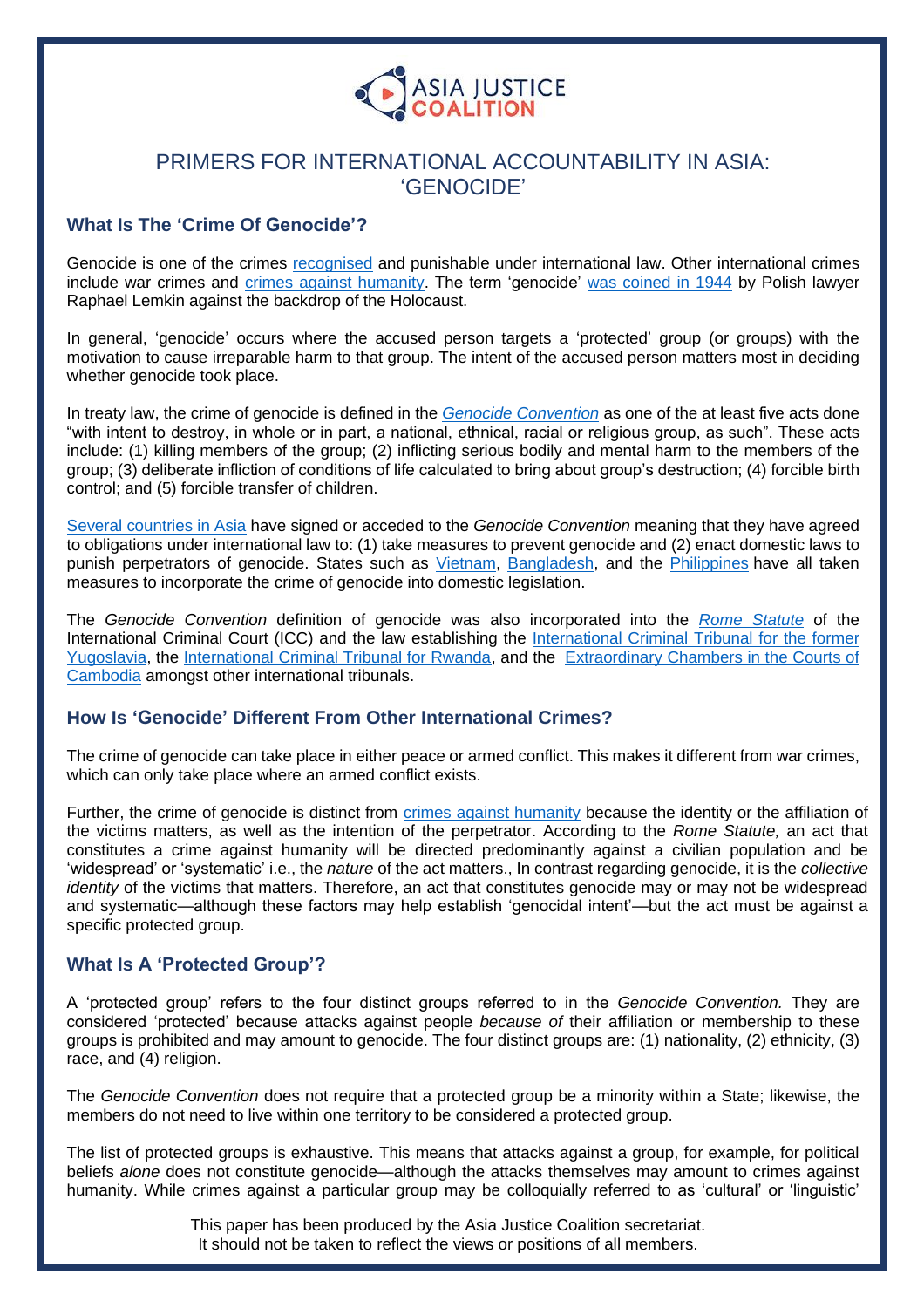# PRIMERS FOR INTERNATIONAL ACCOUNTABILITY IN ASIA: 'GENOCIDE'

## What Is The 'Crime Of Genocide'?

Genocide is one of the crimes recognised and punishable under international law. Other international crimes include war crimes and crimes against humanity. The term 'genocide' was coined in 1944 by Polish lawyer Raphael Lemkin against the backdrop of the Holocaust.

In general, 'genocide' occurs where the accused person targets a 'protected' group (or groups) with the motivation to cause irreparable harm to that group. The intent of the accused person matters most in deciding whether genocide took place.

In treaty law, the crime of genocide is defined in the *Genocide Convention* as one of the at least five acts done "with intent to destroy, in whole or in part, a national, ethnical, racial or religious group, as such". These acts include: (1) killing members of the group; (2) inflicting serious bodily and mental harm to the members of the group; (3) deliberate infliction of conditions of life calculated to bring about group's destruction; (4) forcible birth control; and (5) forcible transfer of children.

Several countries in Asia have signed or acceded to the *Genocide Convention* meaning that they have agreed to obligations under international law to: (1) take measures to prevent genocide and (2) enact domestic laws to punish perpetrators of genocide. States such as Vietnam, Bangladesh, and the Philippines have all taken measures to incorporate the crime of genocide into domestic legislation.

The *Genocide Convention* definition of genocide was also incorporated into the *Rome Statute* of the International Criminal Court (ICC) and the law establishing the International Criminal Tribunal for the former Yugoslavia, the International Criminal Tribunal for Rwanda, and the Extraordinary Chambers in the Courts of Cambodia amongst other international tribunals.

## How Is 'Genocide' Different From Other International Crimes?

The crime of genocide can take place in either peace or armed conflict. This makes it different from war crimes, which can only take place where an armed conflict exists.

Further, the crime of genocide is distinct from crimes against humanity because the identity or the affiliation of the victims matters, as well as the intention of the perpetrator. According to the *Rome Statute,* an act that constitutes a crime against humanity will be directed predominantly against a civilian population and be 'widespread' or 'systematic' i.e., the *nature* of the act matters., In contrast regarding genocide, it is the *collective identity* of the victims that matters. Therefore, an act that constitutes genocide may or may not be widespread and systematic—although these factors may help establish 'genocidal intent'—but the act must be against a specific protected group.

## What Is A 'Protected Group'?

A 'protected group' refers to the four distinct groups referred to in the *Genocide Convention.* They are considered 'protected' because attacks against people *because of* their affiliation or membership to these groups is prohibited and may amount to genocide. The four distinct groups are: (1) nationality, (2) ethnicity, (3) race, and (4) religion.

The *Genocide Convention* does not require that a protected group be a minority within a State; likewise, the members do not need to live within one territory to be considered a protected group.

The list of protected groups is exhaustive. This means that attacks against a group, for example, for political beliefs *alone* does not constitute genocide—although the attacks themselves may amount to crimes against humanity. While crimes against a particular group may be colloquially referred to as 'cultural' or 'linguistic'

This paper has been produced by the Asia Justice Coalition secretariat.
It should not be taken to reflect the views or positions of all members.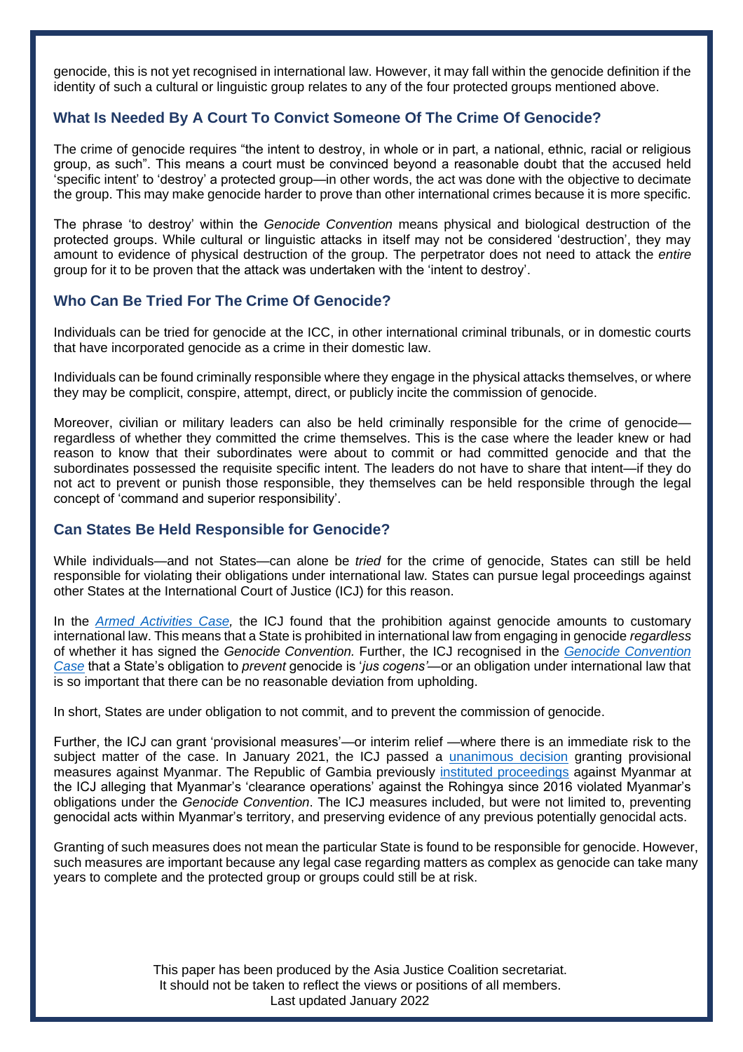genocide, this is not yet recognised in international law. However, it may fall within the genocide definition if the identity of such a cultural or linguistic group relates to any of the four protected groups mentioned above.

## What Is Needed By A Court To Convict Someone Of The Crime Of Genocide?

The crime of genocide requires "the intent to destroy, in whole or in part, a national, ethnic, racial or religious group, as such". This means a court must be convinced beyond a reasonable doubt that the accused held 'specific intent' to 'destroy' a protected group—in other words, the act was done with the objective to decimate the group. This may make genocide harder to prove than other international crimes because it is more specific.

The phrase 'to destroy' within the *Genocide Convention* means physical and biological destruction of the protected groups. While cultural or linguistic attacks in itself may not be considered 'destruction', they may amount to evidence of physical destruction of the group. The perpetrator does not need to attack the *entire* group for it to be proven that the attack was undertaken with the 'intent to destroy'.

## Who Can Be Tried For The Crime Of Genocide?

Individuals can be tried for genocide at the ICC, in other international criminal tribunals, or in domestic courts that have incorporated genocide as a crime in their domestic law.

Individuals can be found criminally responsible where they engage in the physical attacks themselves, or where they may be complicit, conspire, attempt, direct, or publicly incite the commission of genocide.

Moreover, civilian or military leaders can also be held criminally responsible for the crime of genocide—regardless of whether they committed the crime themselves. This is the case where the leader knew or had reason to know that their subordinates were about to commit or had committed genocide and that the subordinates possessed the requisite specific intent. The leaders do not have to share that intent—if they do not act to prevent or punish those responsible, they themselves can be held responsible through the legal concept of 'command and superior responsibility'.

## Can States Be Held Responsible for Genocide?

While individuals—and not States—can alone be *tried* for the crime of genocide, States can still be held responsible for violating their obligations under international law. States can pursue legal proceedings against other States at the International Court of Justice (ICJ) for this reason.

In the *Armed Activities Case,* the ICJ found that the prohibition against genocide amounts to customary international law. This means that a State is prohibited in international law from engaging in genocide *regardless* of whether it has signed the *Genocide Convention.* Further, the ICJ recognised in the *Genocide Convention Case* that a State's obligation to *prevent* genocide is '*jus cogens'*—or an obligation under international law that is so important that there can be no reasonable deviation from upholding.

In short, States are under obligation to not commit, and to prevent the commission of genocide.

Further, the ICJ can grant 'provisional measures'—or interim relief —where there is an immediate risk to the subject matter of the case. In January 2021, the ICJ passed a unanimous decision granting provisional measures against Myanmar. The Republic of Gambia previously instituted proceedings against Myanmar at the ICJ alleging that Myanmar's 'clearance operations' against the Rohingya since 2016 violated Myanmar's obligations under the *Genocide Convention*. The ICJ measures included, but were not limited to, preventing genocidal acts within Myanmar's territory, and preserving evidence of any previous potentially genocidal acts.

Granting of such measures does not mean the particular State is found to be responsible for genocide. However, such measures are important because any legal case regarding matters as complex as genocide can take many years to complete and the protected group or groups could still be at risk.

This paper has been produced by the Asia Justice Coalition secretariat.
It should not be taken to reflect the views or positions of all members.
Last updated January 2022